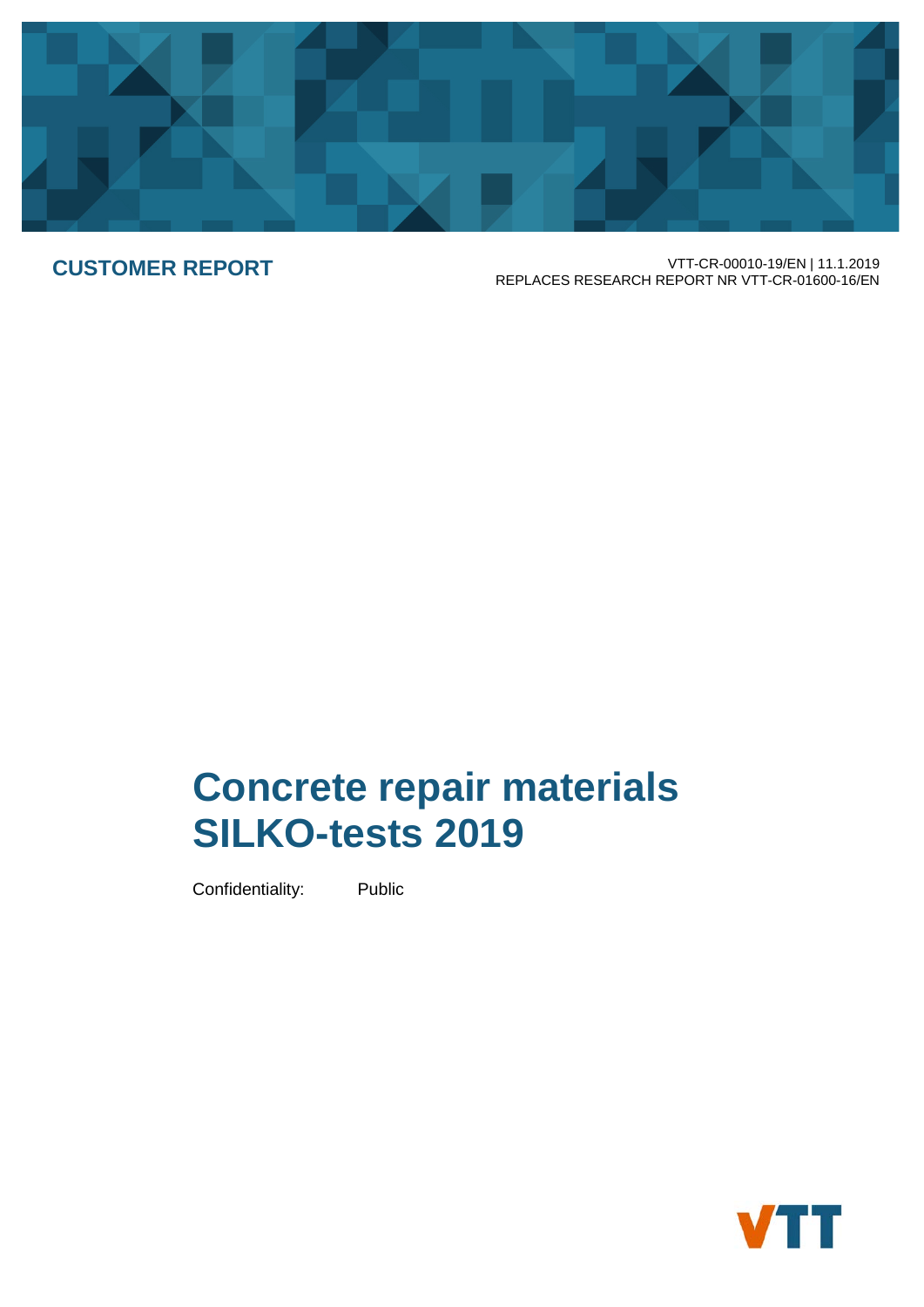**CUSTOMER REPORT**

VTT-CR-00010-19/EN | 11.1.2019
REPLACES RESEARCH REPORT NR VTT-CR-01600-16/EN

# Concrete repair materials SILKO-tests 2019

Confidentiality: Public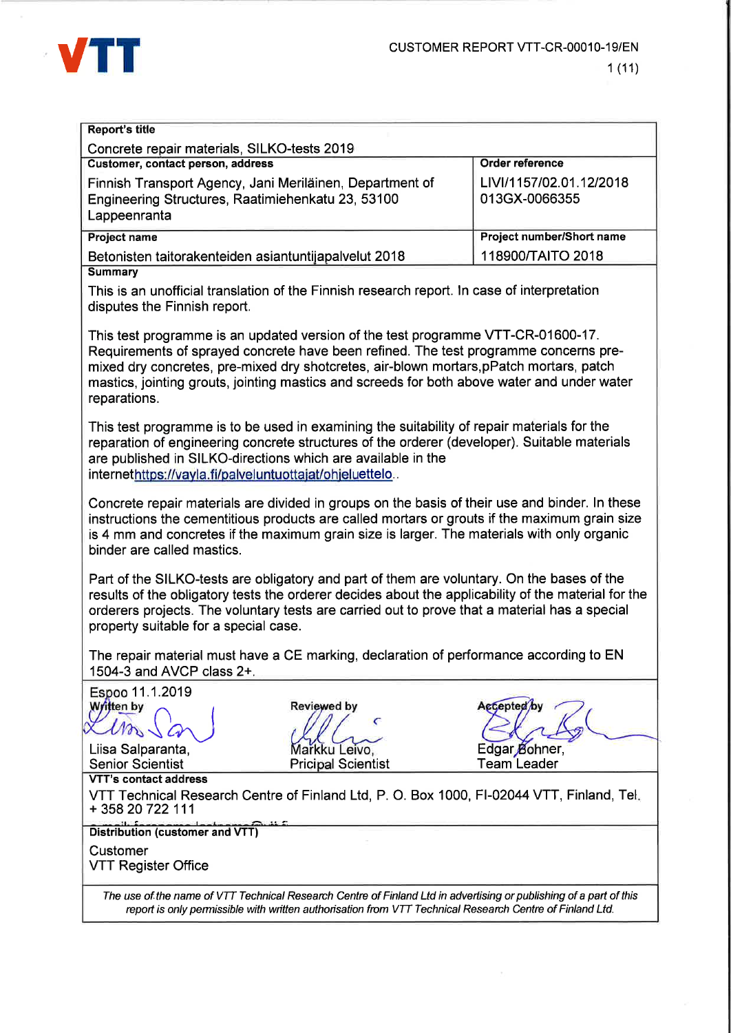CUSTOMER REPORT VTT-CR-00010-19/EN

| Report's title | |
|---|---|
| Concrete repair materials, SILKO-tests 2019 | |
| **Customer, contact person, address** | **Order reference** |
| Finnish Transport Agency, Jani Meriläinen, Department of Engineering Structures, Raatimiehenkatu 23, 53100 Lappeenranta | LIVI/1157/02.01.12/2018 013GX-0066355 |
| **Project name** | **Project number/Short name** |
| Betonisten taitorakenteiden asiantuntijapalvelut 2018 | 118900/TAITO 2018 |

**Summary**

This is an unofficial translation of the Finnish research report. In case of interpretation disputes the Finnish report.

This test programme is an updated version of the test programme VTT-CR-01600-17. Requirements of sprayed concrete have been refined. The test programme concerns pre-mixed dry concretes, pre-mixed dry shotcretes, air-blown mortars,pPatch mortars, patch mastics, jointing grouts, jointing mastics and screeds for both above water and under water reparations.

This test programme is to be used in examining the suitability of repair materials for the reparation of engineering concrete structures of the orderer (developer). Suitable materials are published in SILKO-directions which are available in the internethttps://vayla.fi/palveluntuottajat/ohjeluettelo..

Concrete repair materials are divided in groups on the basis of their use and binder. In these instructions the cementitious products are called mortars or grouts if the maximum grain size is 4 mm and concretes if the maximum grain size is larger. The materials with only organic binder are called mastics.

Part of the SILKO-tests are obligatory and part of them are voluntary. On the bases of the results of the obligatory tests the orderer decides about the applicability of the material for the orderers projects. The voluntary tests are carried out to prove that a material has a special property suitable for a special case.

The repair material must have a CE marking, declaration of performance according to EN 1504-3 and AVCP class 2+.

Espoo 11.1.2019

| Written by | Reviewed by | Accepted by |
|---|---|---|
| Liisa Salparanta, Senior Scientist | Markku Leivo, Pricipal Scientist | Edgar Bohner, Team Leader |

**VTT's contact address**

VTT Technical Research Centre of Finland Ltd, P. O. Box 1000, FI-02044 VTT, Finland, Tel. + 358 20 722 111

**Distribution (customer and VTT)**

Customer
VTT Register Office

*The use of the name of VTT Technical Research Centre of Finland Ltd in advertising or publishing of a part of this report is only permissible with written authorisation from VTT Technical Research Centre of Finland Ltd.*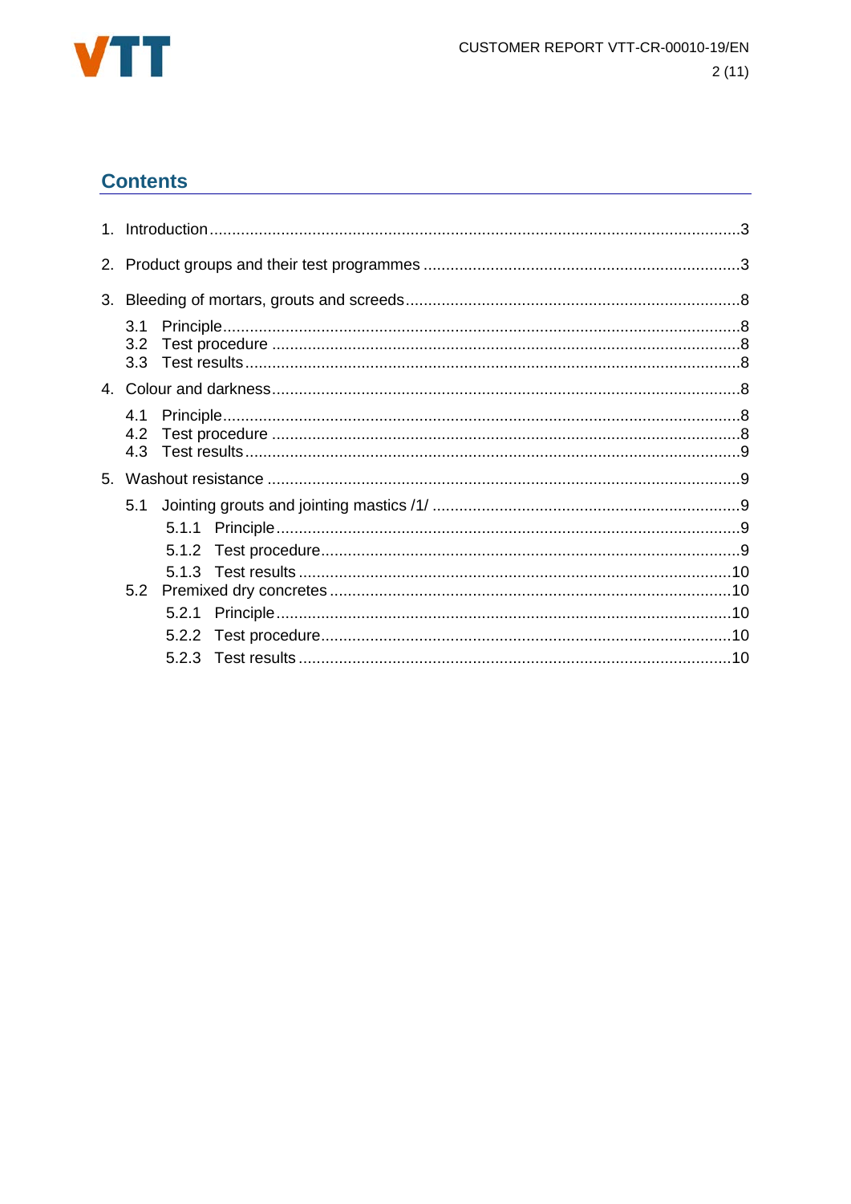## Contents

1. Introduction ........................................................................................................................3
2. Product groups and their test programmes .......................................................................3
3. Bleeding of mortars, grouts and screeds...........................................................................8
   - 3.1 Principle....................................................................................................................8
   - 3.2 Test procedure .........................................................................................................8
   - 3.3 Test results...............................................................................................................8
4. Colour and darkness..........................................................................................................8
   - 4.1 Principle....................................................................................................................8
   - 4.2 Test procedure .........................................................................................................8
   - 4.3 Test results...............................................................................................................9
5. Washout resistance ...........................................................................................................9
   - 5.1 Jointing grouts and jointing mastics /1/ .....................................................................9
     - 5.1.1 Principle.......................................................................................................9
     - 5.1.2 Test procedure.............................................................................................9
     - 5.1.3 Test results ................................................................................................10
   - 5.2 Premixed dry concretes ..........................................................................................10
     - 5.2.1 Principle.....................................................................................................10
     - 5.2.2 Test procedure...........................................................................................10
     - 5.2.3 Test results ................................................................................................10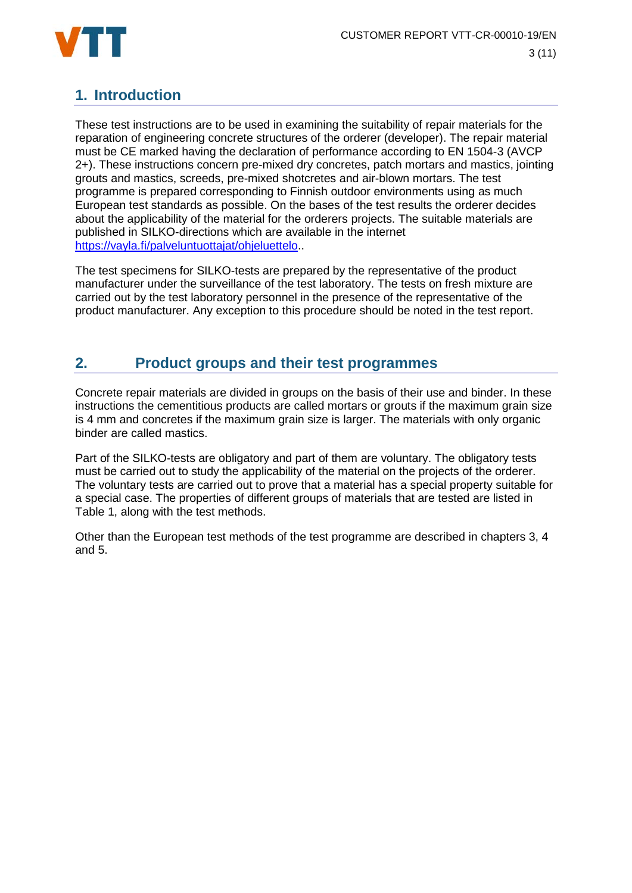# 1. Introduction

These test instructions are to be used in examining the suitability of repair materials for the reparation of engineering concrete structures of the orderer (developer). The repair material must be CE marked having the declaration of performance according to EN 1504-3 (AVCP 2+). These instructions concern pre-mixed dry concretes, patch mortars and mastics, jointing grouts and mastics, screeds, pre-mixed shotcretes and air-blown mortars. The test programme is prepared corresponding to Finnish outdoor environments using as much European test standards as possible. On the bases of the test results the orderer decides about the applicability of the material for the orderers projects. The suitable materials are published in SILKO-directions which are available in the internet https://vayla.fi/palveluntuottajat/ohjeluettelo..

The test specimens for SILKO-tests are prepared by the representative of the product manufacturer under the surveillance of the test laboratory. The tests on fresh mixture are carried out by the test laboratory personnel in the presence of the representative of the product manufacturer. Any exception to this procedure should be noted in the test report.

# 2. Product groups and their test programmes

Concrete repair materials are divided in groups on the basis of their use and binder. In these instructions the cementitious products are called mortars or grouts if the maximum grain size is 4 mm and concretes if the maximum grain size is larger. The materials with only organic binder are called mastics.

Part of the SILKO-tests are obligatory and part of them are voluntary. The obligatory tests must be carried out to study the applicability of the material on the projects of the orderer. The voluntary tests are carried out to prove that a material has a special property suitable for a special case. The properties of different groups of materials that are tested are listed in Table 1, along with the test methods.

Other than the European test methods of the test programme are described in chapters 3, 4 and 5.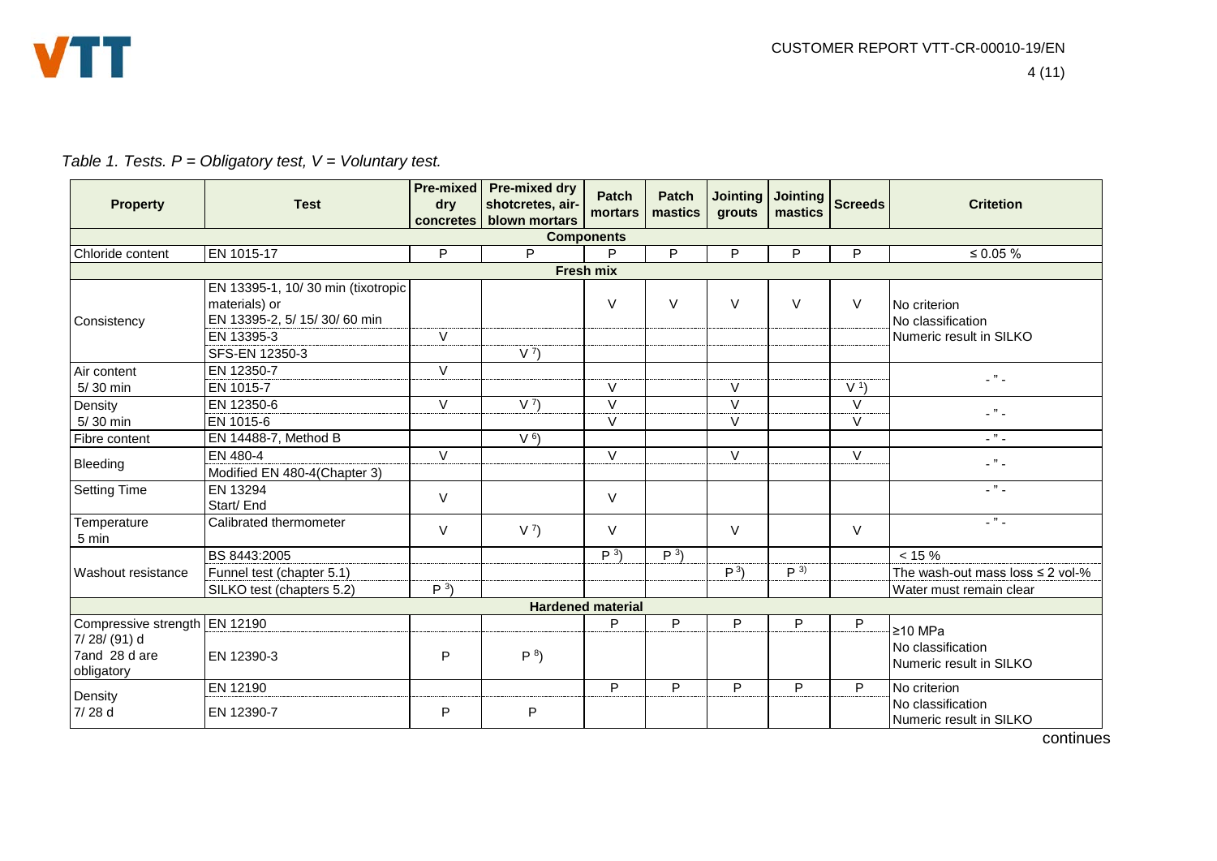*Table 1. Tests. P = Obligatory test, V = Voluntary test.*

| Property | Test | Pre-mixed dry concretes | Pre-mixed dry shotcretes, air-blown mortars | Patch mortars | Patch mastics | Jointing grouts | Jointing mastics | Screeds | Critetion |
|---|---|---|---|---|---|---|---|---|---|
| **Components** | | | | | | | | | |
| Chloride content | EN 1015-17 | P | P | P | P | P | P | P | ≤ 0.05 % |
| **Fresh mix** | | | | | | | | | |
| Consistency | EN 13395-1, 10/ 30 min (tixotropic materials) or EN 13395-2, 5/ 15/ 30/ 60 min | | | V | V | V | V | V | No criterion No classification Numeric result in SILKO |
| | EN 13395-3 | V | | | | | | | |
| | SFS-EN 12350-3 | | V 7) | | | | | | |
| Air content 5/ 30 min | EN 12350-7 | V | | | | | | | - " - |
| | EN 1015-7 | | | V | | V | | V 1) | |
| Density 5/ 30 min | EN 12350-6 | V | V 7) | V | | V | | V | - " - |
| | EN 1015-6 | | | V | | V | | V | |
| Fibre content | EN 14488-7, Method B | | V 6) | | | | | | - " - |
| Bleeding | EN 480-4 | V | | V | | V | | V | - " - |
| | Modified EN 480-4(Chapter 3) | | | | | | | | |
| Setting Time | EN 13294 Start/ End | V | | V | | | | | - " - |
| Temperature 5 min | Calibrated thermometer | V | V 7) | V | | V | | V | - " - |
| Washout resistance | BS 8443:2005 | | | P 3) | P 3) | | | | < 15 % |
| | Funnel test (chapter 5.1) | | | | | P 3) | P 3) | | The wash-out mass loss ≤ 2 vol-% |
| | SILKO test (chapters 5.2) | P 3) | | | | | | | Water must remain clear |
| **Hardened material** | | | | | | | | | |
| Compressive strength 7/ 28/ (91) d 7and 28 d are obligatory | EN 12190 | | | P | P | P | P | P | ≥10 MPa No classification Numeric result in SILKO |
| | EN 12390-3 | P | P 8) | | | | | | |
| Density 7/ 28 d | EN 12190 | | | P | P | P | P | P | No criterion No classification Numeric result in SILKO |
| | EN 12390-7 | P | P | | | | | | |

continues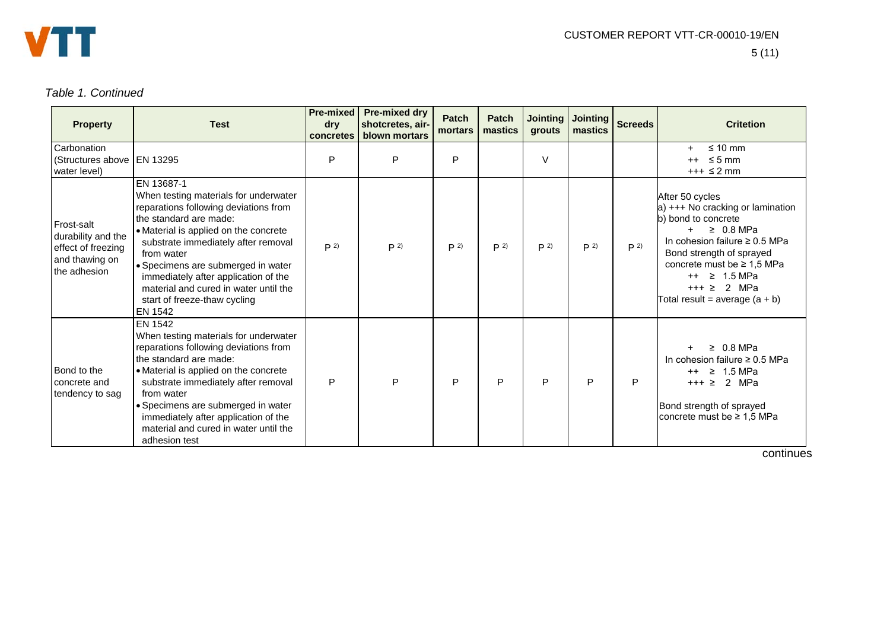*Table 1. Continued*

| Property | Test | Pre-mixed dry concretes | Pre-mixed dry shotcretes, air-blown mortars | Patch mortars | Patch mastics | Jointing grouts | Jointing mastics | Screeds | Critetion |
|---|---|---|---|---|---|---|---|---|---|
| Carbonation (Structures above water level) | EN 13295 | P | P | P | | V | | | + ≤ 10 mm<br>++ ≤ 5 mm<br>+++ ≤ 2 mm |
| Frost-salt durability and the effect of freezing and thawing on the adhesion | EN 13687-1<br>When testing materials for underwater reparations following deviations from the standard are made:<br>• Material is applied on the concrete substrate immediately after removal from water<br>• Specimens are submerged in water immediately after application of the material and cured in water until the start of freeze-thaw cycling<br>EN 1542 | P [2)] | P [2)] | P [2)] | P [2)] | P [2)] | P [2)] | P [2)] | After 50 cycles<br>a) +++ No cracking or lamination<br>b) bond to concrete<br>+ ≥ 0.8 MPa<br>In cohesion failure ≥ 0.5 MPa<br>Bond strength of sprayed concrete must be ≥ 1,5 MPa<br>++ ≥ 1.5 MPa<br>+++ ≥ 2 MPa<br>Total result = average (a + b) |
| Bond to the concrete and tendency to sag | EN 1542<br>When testing materials for underwater reparations following deviations from the standard are made:<br>• Material is applied on the concrete substrate immediately after removal from water<br>• Specimens are submerged in water immediately after application of the material and cured in water until the adhesion test | P | P | P | P | P | P | P | + ≥ 0.8 MPa<br>In cohesion failure ≥ 0.5 MPa<br>++ ≥ 1.5 MPa<br>+++ ≥ 2 MPa<br><br>Bond strength of sprayed concrete must be ≥ 1,5 MPa |

continues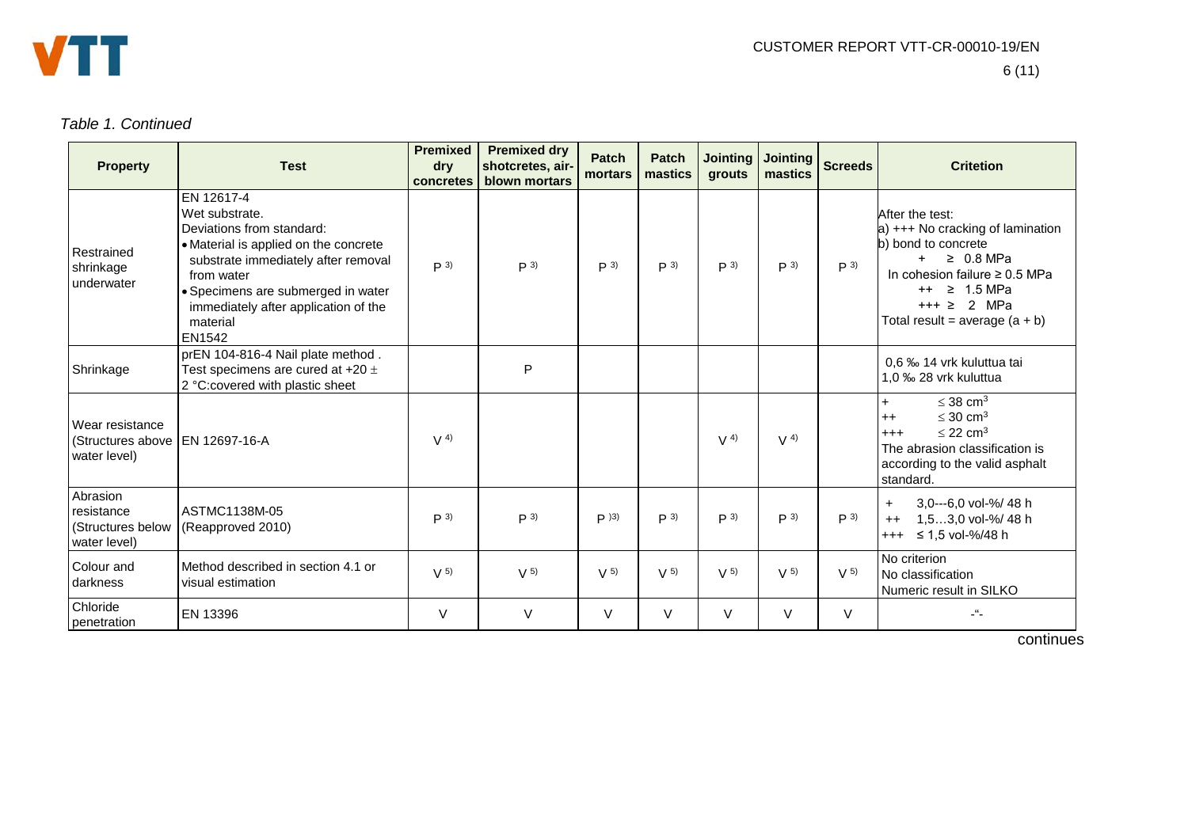*Table 1. Continued*

| Property | Test | Premixed dry concretes | Premixed dry shotcretes, air-blown mortars | Patch mortars | Patch mastics | Jointing grouts | Jointing mastics | Screeds | Critetion |
|---|---|---|---|---|---|---|---|---|---|
| Restrained shrinkage underwater | EN 12617-4<br>Wet substrate.<br>Deviations from standard:<br>• Material is applied on the concrete substrate immediately after removal from water<br>• Specimens are submerged in water immediately after application of the material<br>EN1542 | P 3) | P 3) | P 3) | P 3) | P 3) | P 3) | P 3) | After the test:<br>a) +++ No cracking of lamination<br>b) bond to concrete<br>+ ≥ 0.8 MPa<br>In cohesion failure ≥ 0.5 MPa<br>++ ≥ 1.5 MPa<br>+++ ≥ 2 MPa<br>Total result = average (a + b) |
| Shrinkage | prEN 104-816-4 Nail plate method . Test specimens are cured at +20 ± 2 °C:covered with plastic sheet | | P | | | | | | 0,6 ‰ 14 vrk kuluttua tai<br>1,0 ‰ 28 vrk kuluttua |
| Wear resistance (Structures above water level) | EN 12697-16-A | V 4) | | | | V 4) | V 4) | | + ≤ 38 $cm^3$<br>++ ≤ 30 $cm^3$<br>+++ ≤ 22 $cm^3$<br>The abrasion classification is according to the valid asphalt standard. |
| Abrasion resistance (Structures below water level) | ASTMC1138M-05 (Reapproved 2010) | P 3) | P 3) | P )3) | P 3) | P 3) | P 3) | P 3) | + 3,0---6,0 vol-%/ 48 h<br>++ 1,5…3,0 vol-%/ 48 h<br>+++ ≤ 1,5 vol-%/48 h |
| Colour and darkness | Method described in section 4.1 or visual estimation | V 5) | V 5) | V 5) | V 5) | V 5) | V 5) | V 5) | No criterion<br>No classification<br>Numeric result in SILKO |
| Chloride penetration | EN 13396 | V | V | V | V | V | V | V | -"- |

continues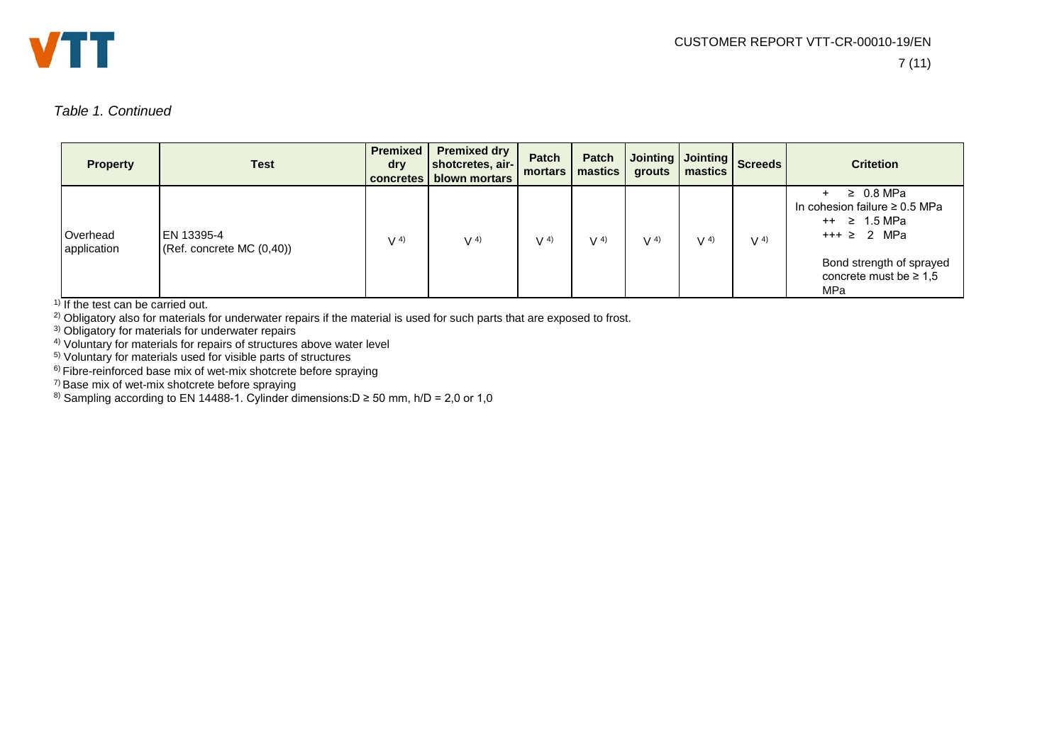*Table 1. Continued*

| Property | Test | Premixed dry concretes | Premixed dry shotcretes, air-blown mortars | Patch mortars | Patch mastics | Jointing grouts | Jointing mastics | Screeds | Critetion |
|---|---|---|---|---|---|---|---|---|---|
| Overhead application | EN 13395-4 (Ref. concrete MC (0,40)) | V [4] | V [4] | V [4] | V [4] | V [4] | V [4] | V [4] | + ≥ 0.8 MPa<br>In cohesion failure ≥ 0.5 MPa<br>++ ≥ 1.5 MPa<br>+++ ≥ 2 MPa<br><br>Bond strength of sprayed concrete must be ≥ 1,5 MPa |

[1] If the test can be carried out.
[2] Obligatory also for materials for underwater repairs if the material is used for such parts that are exposed to frost.
[3] Obligatory for materials for underwater repairs
[4] Voluntary for materials for repairs of structures above water level
[5] Voluntary for materials used for visible parts of structures
[6] Fibre-reinforced base mix of wet-mix shotcrete before spraying
[7] Base mix of wet-mix shotcrete before spraying
[8] Sampling according to EN 14488-1. Cylinder dimensions:D ≥ 50 mm, h/D = 2,0 or 1,0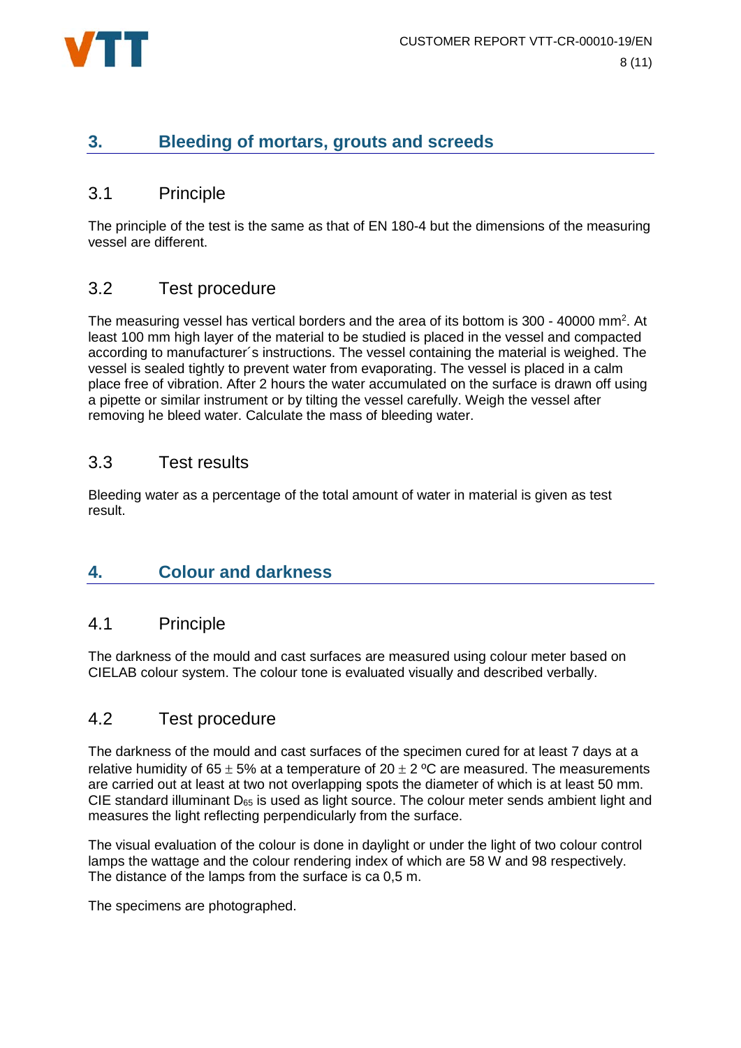# 3. Bleeding of mortars, grouts and screeds

## 3.1 Principle

The principle of the test is the same as that of EN 180-4 but the dimensions of the measuring vessel are different.

## 3.2 Test procedure

The measuring vessel has vertical borders and the area of its bottom is 300 - 40000 $mm^2$. At least 100 mm high layer of the material to be studied is placed in the vessel and compacted according to manufacturer´s instructions. The vessel containing the material is weighed. The vessel is sealed tightly to prevent water from evaporating. The vessel is placed in a calm place free of vibration. After 2 hours the water accumulated on the surface is drawn off using a pipette or similar instrument or by tilting the vessel carefully. Weigh the vessel after removing he bleed water. Calculate the mass of bleeding water.

## 3.3 Test results

Bleeding water as a percentage of the total amount of water in material is given as test result.

# 4. Colour and darkness

## 4.1 Principle

The darkness of the mould and cast surfaces are measured using colour meter based on CIELAB colour system. The colour tone is evaluated visually and described verbally.

## 4.2 Test procedure

The darkness of the mould and cast surfaces of the specimen cured for at least 7 days at a relative humidity of 65 $\pm$ 5% at a temperature of 20 $\pm$ 2 ºC are measured. The measurements are carried out at least at two not overlapping spots the diameter of which is at least 50 mm. CIE standard illuminant $D_{65}$ is used as light source. The colour meter sends ambient light and measures the light reflecting perpendicularly from the surface.

The visual evaluation of the colour is done in daylight or under the light of two colour control lamps the wattage and the colour rendering index of which are 58 W and 98 respectively. The distance of the lamps from the surface is ca 0,5 m.

The specimens are photographed.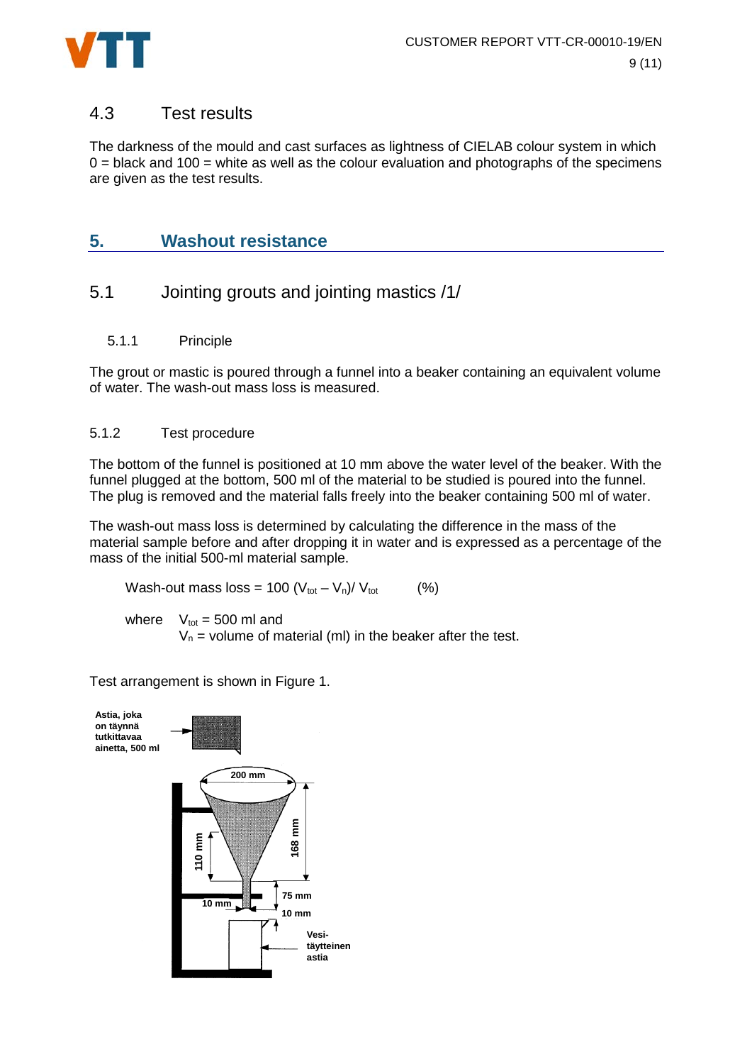## 4.3 Test results

The darkness of the mould and cast surfaces as lightness of CIELAB colour system in which 0 = black and 100 = white as well as the colour evaluation and photographs of the specimens are given as the test results.

# 5. Washout resistance

## 5.1 Jointing grouts and jointing mastics /1/

### 5.1.1 Principle

The grout or mastic is poured through a funnel into a beaker containing an equivalent volume of water. The wash-out mass loss is measured.

### 5.1.2 Test procedure

The bottom of the funnel is positioned at 10 mm above the water level of the beaker. With the funnel plugged at the bottom, 500 ml of the material to be studied is poured into the funnel. The plug is removed and the material falls freely into the beaker containing 500 ml of water.

The wash-out mass loss is determined by calculating the difference in the mass of the material sample before and after dropping it in water and is expressed as a percentage of the mass of the initial 500-ml material sample.

$$\text{Wash-out mass loss} = 100\,(V_{tot} - V_n)/\,V_{tot} \quad (\%)$$

where $V_{tot}$ = 500 ml and
$V_n$ = volume of material (ml) in the beaker after the test.

Test arrangement is shown in Figure 1.

Astia, joka on täynnä tutkittavaa ainetta, 500 ml

200 mm

110 mm

168 mm

75 mm

10 mm

10 mm

Vesitäytteinen astia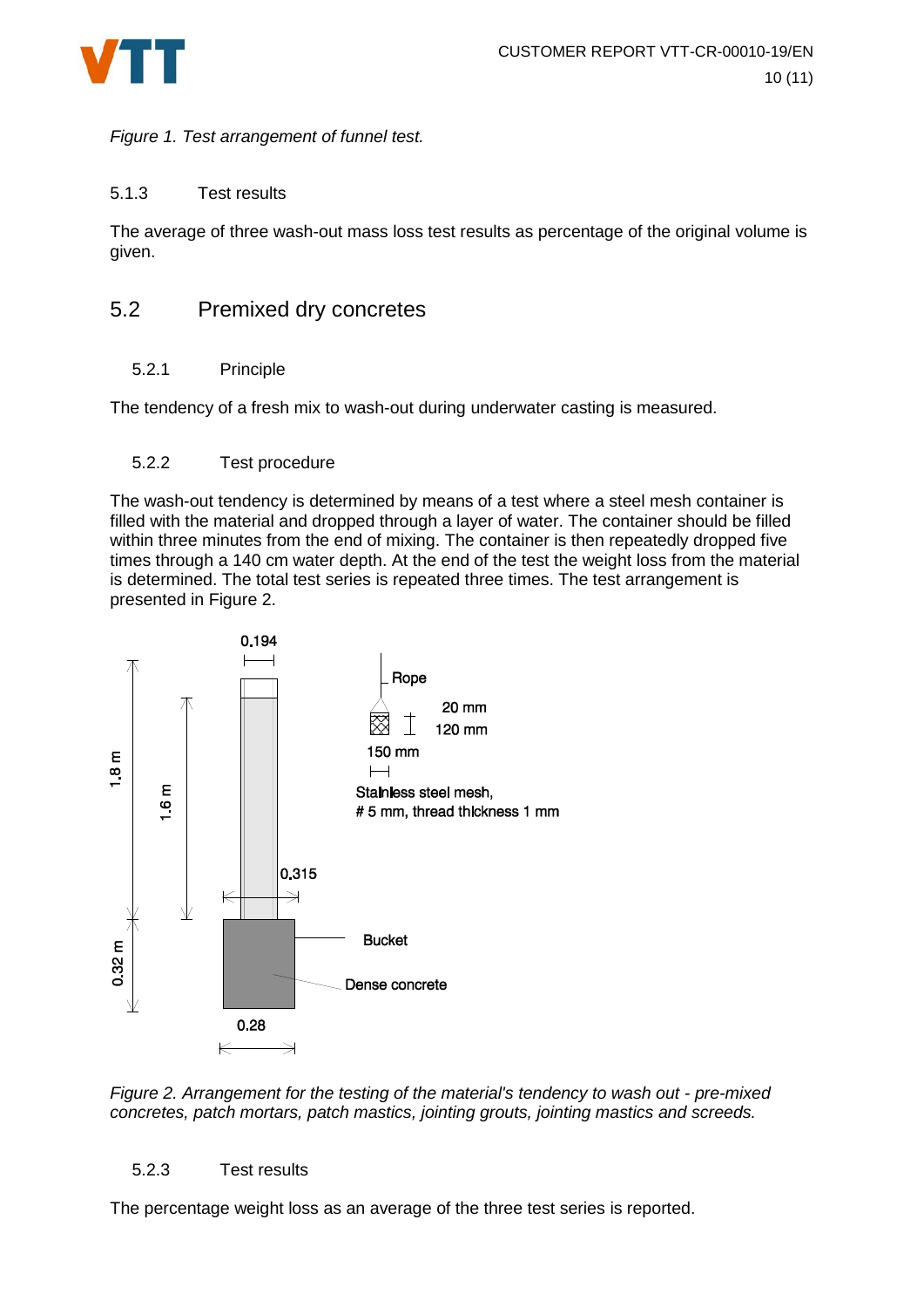*Figure 1. Test arrangement of funnel test.*

### 5.1.3 Test results

The average of three wash-out mass loss test results as percentage of the original volume is given.

## 5.2 Premixed dry concretes

### 5.2.1 Principle

The tendency of a fresh mix to wash-out during underwater casting is measured.

### 5.2.2 Test procedure

The wash-out tendency is determined by means of a test where a steel mesh container is filled with the material and dropped through a layer of water. The container should be filled within three minutes from the end of mixing. The container is then repeatedly dropped five times through a 140 cm water depth. At the end of the test the weight loss from the material is determined. The total test series is repeated three times. The test arrangement is presented in Figure 2.

*Figure 2. Arrangement for the testing of the material's tendency to wash out - pre-mixed concretes, patch mortars, patch mastics, jointing grouts, jointing mastics and screeds.*

### 5.2.3 Test results

The percentage weight loss as an average of the three test series is reported.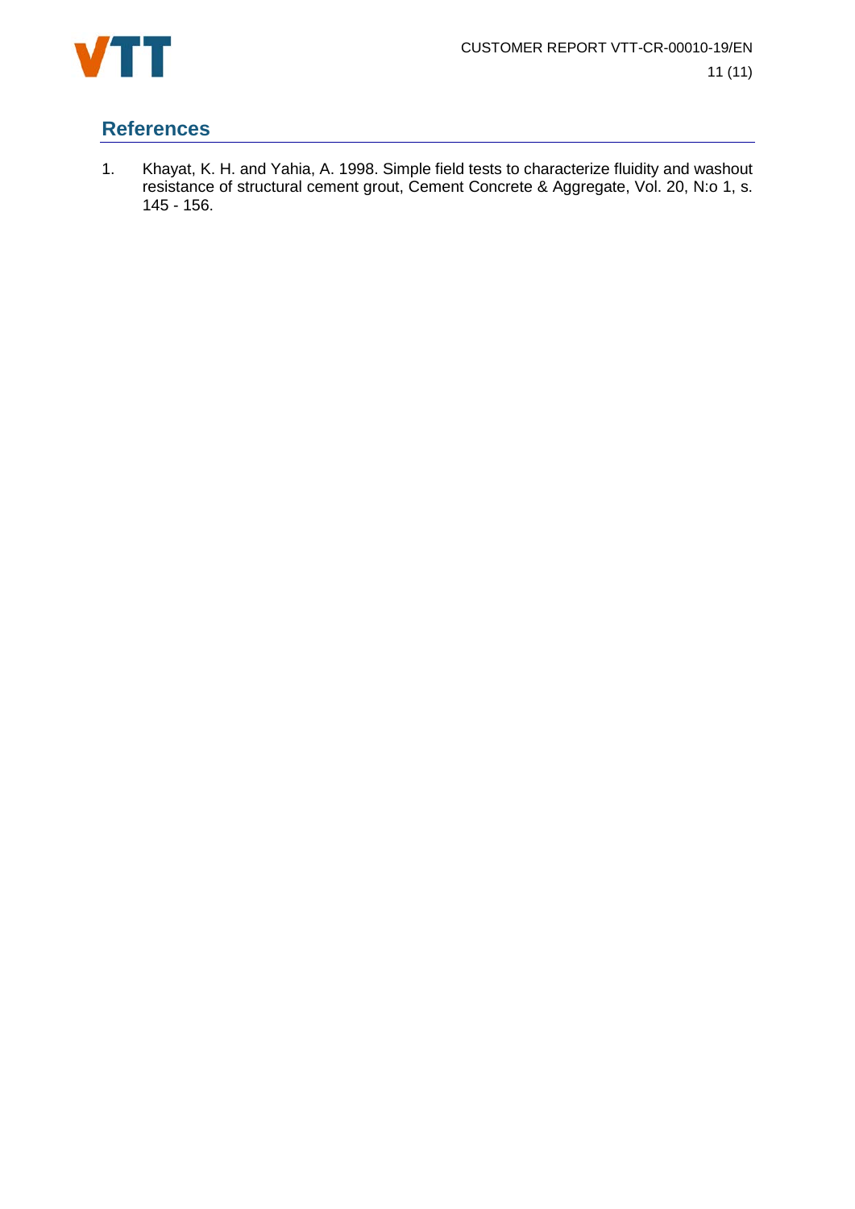## References

1. Khayat, K. H. and Yahia, A. 1998. Simple field tests to characterize fluidity and washout resistance of structural cement grout, Cement Concrete & Aggregate, Vol. 20, N:o 1, s. 145 - 156.